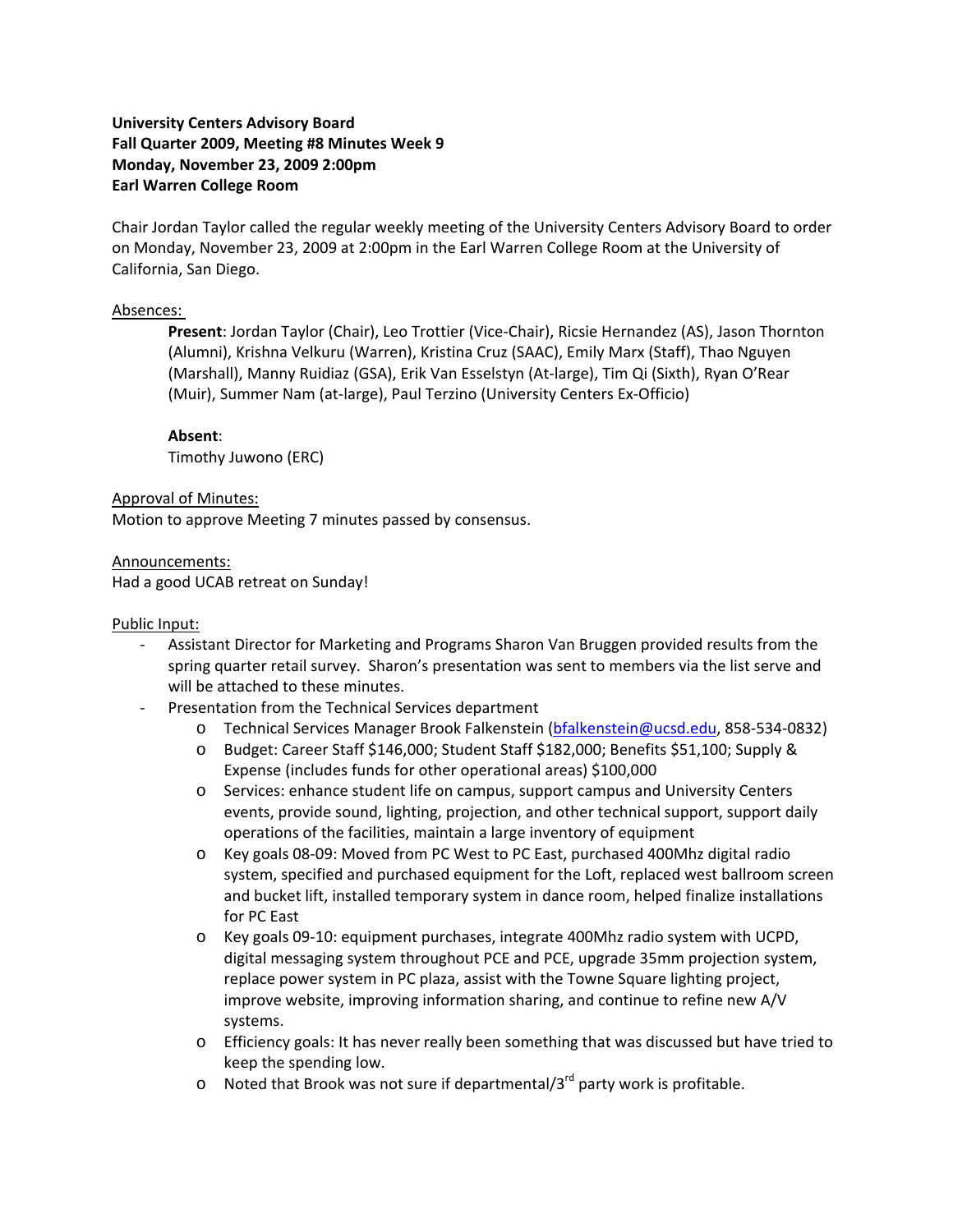**University Centers Advisory Board**
**Fall Quarter 2009, Meeting #8 Minutes Week 9**
**Monday, November 23, 2009 2:00pm**
**Earl Warren College Room**

Chair Jordan Taylor called the regular weekly meeting of the University Centers Advisory Board to order on Monday, November 23, 2009 at 2:00pm in the Earl Warren College Room at the University of California, San Diego.

Absences:

> **Present**: Jordan Taylor (Chair), Leo Trottier (Vice-Chair), Ricsie Hernandez (AS), Jason Thornton (Alumni), Krishna Velkuru (Warren), Kristina Cruz (SAAC), Emily Marx (Staff), Thao Nguyen (Marshall), Manny Ruidiaz (GSA), Erik Van Esselstyn (At-large), Tim Qi (Sixth), Ryan O'Rear (Muir), Summer Nam (at-large), Paul Terzino (University Centers Ex-Officio)
>
> **Absent**:
> Timothy Juwono (ERC)

Approval of Minutes:
Motion to approve Meeting 7 minutes passed by consensus.

Announcements:
Had a good UCAB retreat on Sunday!

Public Input:

- Assistant Director for Marketing and Programs Sharon Van Bruggen provided results from the spring quarter retail survey. Sharon's presentation was sent to members via the list serve and will be attached to these minutes.
- Presentation from the Technical Services department
  - Technical Services Manager Brook Falkenstein (bfalkenstein@ucsd.edu, 858-534-0832)
  - Budget: Career Staff $146,000; Student Staff $182,000; Benefits $51,100; Supply & Expense (includes funds for other operational areas) $100,000
  - Services: enhance student life on campus, support campus and University Centers events, provide sound, lighting, projection, and other technical support, support daily operations of the facilities, maintain a large inventory of equipment
  - Key goals 08-09: Moved from PC West to PC East, purchased 400Mhz digital radio system, specified and purchased equipment for the Loft, replaced west ballroom screen and bucket lift, installed temporary system in dance room, helped finalize installations for PC East
  - Key goals 09-10: equipment purchases, integrate 400Mhz radio system with UCPD, digital messaging system throughout PCE and PCE, upgrade 35mm projection system, replace power system in PC plaza, assist with the Towne Square lighting project, improve website, improving information sharing, and continue to refine new A/V systems.
  - Efficiency goals: It has never really been something that was discussed but have tried to keep the spending low.
  - Noted that Brook was not sure if departmental/3rd party work is profitable.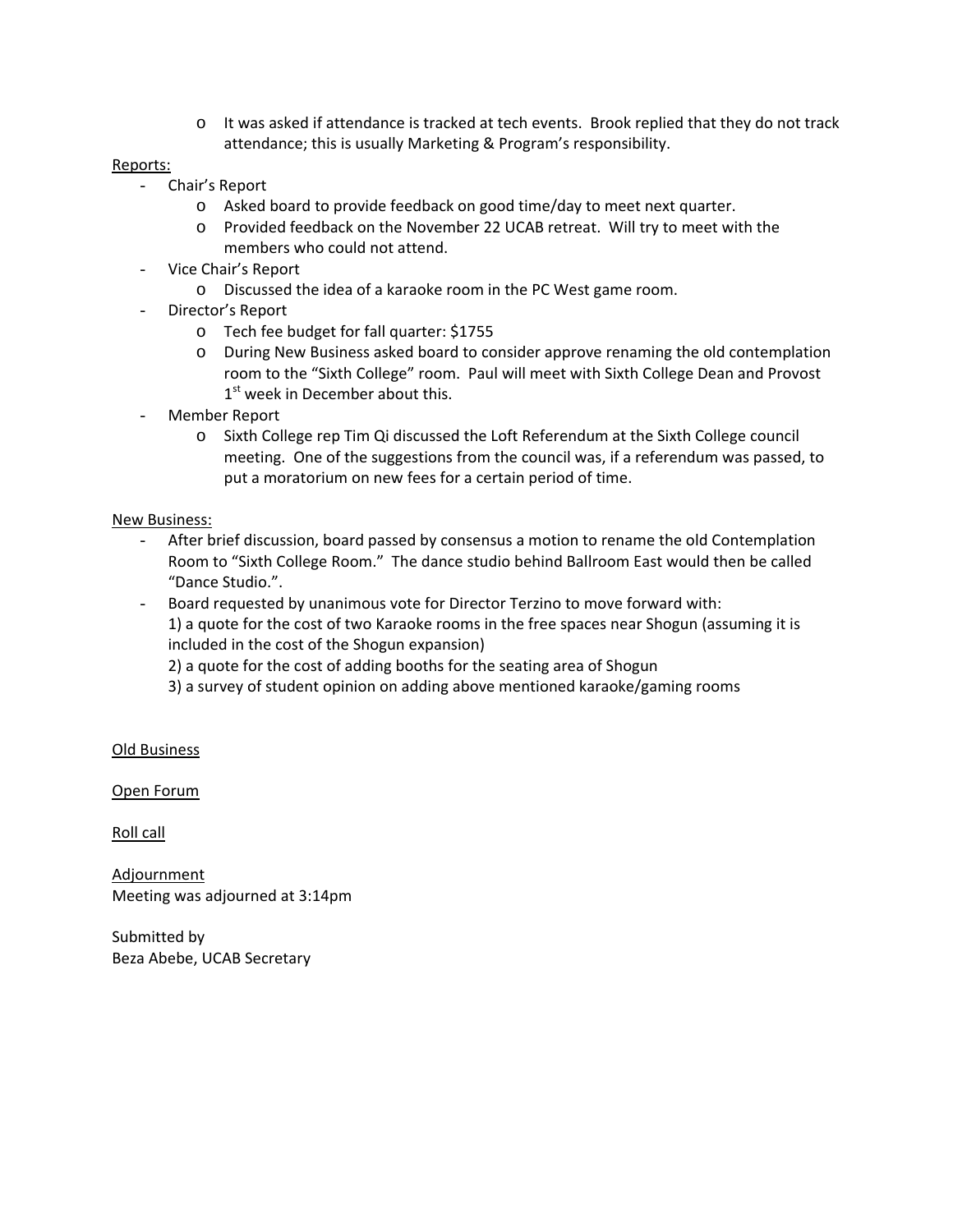- It was asked if attendance is tracked at tech events. Brook replied that they do not track attendance; this is usually Marketing & Program's responsibility.

Reports:

- Chair's Report
  - Asked board to provide feedback on good time/day to meet next quarter.
  - Provided feedback on the November 22 UCAB retreat. Will try to meet with the members who could not attend.
- Vice Chair's Report
  - Discussed the idea of a karaoke room in the PC West game room.
- Director's Report
  - Tech fee budget for fall quarter: $1755
  - During New Business asked board to consider approve renaming the old contemplation room to the "Sixth College" room. Paul will meet with Sixth College Dean and Provost 1st week in December about this.
- Member Report
  - Sixth College rep Tim Qi discussed the Loft Referendum at the Sixth College council meeting. One of the suggestions from the council was, if a referendum was passed, to put a moratorium on new fees for a certain period of time.

New Business:

- After brief discussion, board passed by consensus a motion to rename the old Contemplation Room to "Sixth College Room." The dance studio behind Ballroom East would then be called "Dance Studio.".
- Board requested by unanimous vote for Director Terzino to move forward with:
  1) a quote for the cost of two Karaoke rooms in the free spaces near Shogun (assuming it is included in the cost of the Shogun expansion)
  2) a quote for the cost of adding booths for the seating area of Shogun
  3) a survey of student opinion on adding above mentioned karaoke/gaming rooms

Old Business

Open Forum

Roll call

Adjournment
Meeting was adjourned at 3:14pm

Submitted by
Beza Abebe, UCAB Secretary